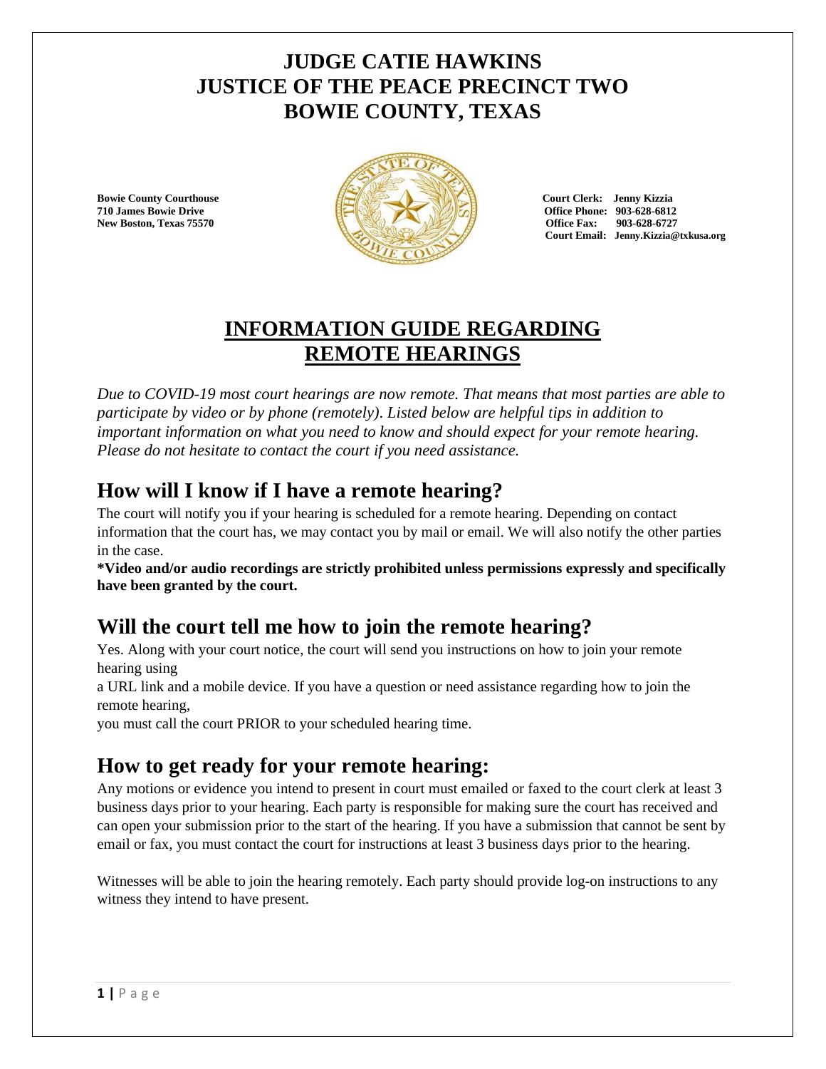# JUDGE CATIE HAWKINS
# JUSTICE OF THE PEACE PRECINCT TWO
# BOWIE COUNTY, TEXAS

**Bowie County Courthouse**
**710 James Bowie Drive**
**New Boston, Texas 75570**

**Court Clerk: Jenny Kizzia**
**Office Phone: 903-628-6812**
**Office Fax: 903-628-6727**
**Court Email: Jenny.Kizzia@txkusa.org**

## INFORMATION GUIDE REGARDING REMOTE HEARINGS

*Due to COVID-19 most court hearings are now remote. That means that most parties are able to participate by video or by phone (remotely). Listed below are helpful tips in addition to important information on what you need to know and should expect for your remote hearing. Please do not hesitate to contact the court if you need assistance.*

## How will I know if I have a remote hearing?

The court will notify you if your hearing is scheduled for a remote hearing. Depending on contact information that the court has, we may contact you by mail or email. We will also notify the other parties in the case.

**\*Video and/or audio recordings are strictly prohibited unless permissions expressly and specifically have been granted by the court.**

## Will the court tell me how to join the remote hearing?

Yes. Along with your court notice, the court will send you instructions on how to join your remote hearing using

a URL link and a mobile device. If you have a question or need assistance regarding how to join the remote hearing,

you must call the court PRIOR to your scheduled hearing time.

## How to get ready for your remote hearing:

Any motions or evidence you intend to present in court must emailed or faxed to the court clerk at least 3 business days prior to your hearing. Each party is responsible for making sure the court has received and can open your submission prior to the start of the hearing. If you have a submission that cannot be sent by email or fax, you must contact the court for instructions at least 3 business days prior to the hearing.

Witnesses will be able to join the hearing remotely. Each party should provide log-on instructions to any witness they intend to have present.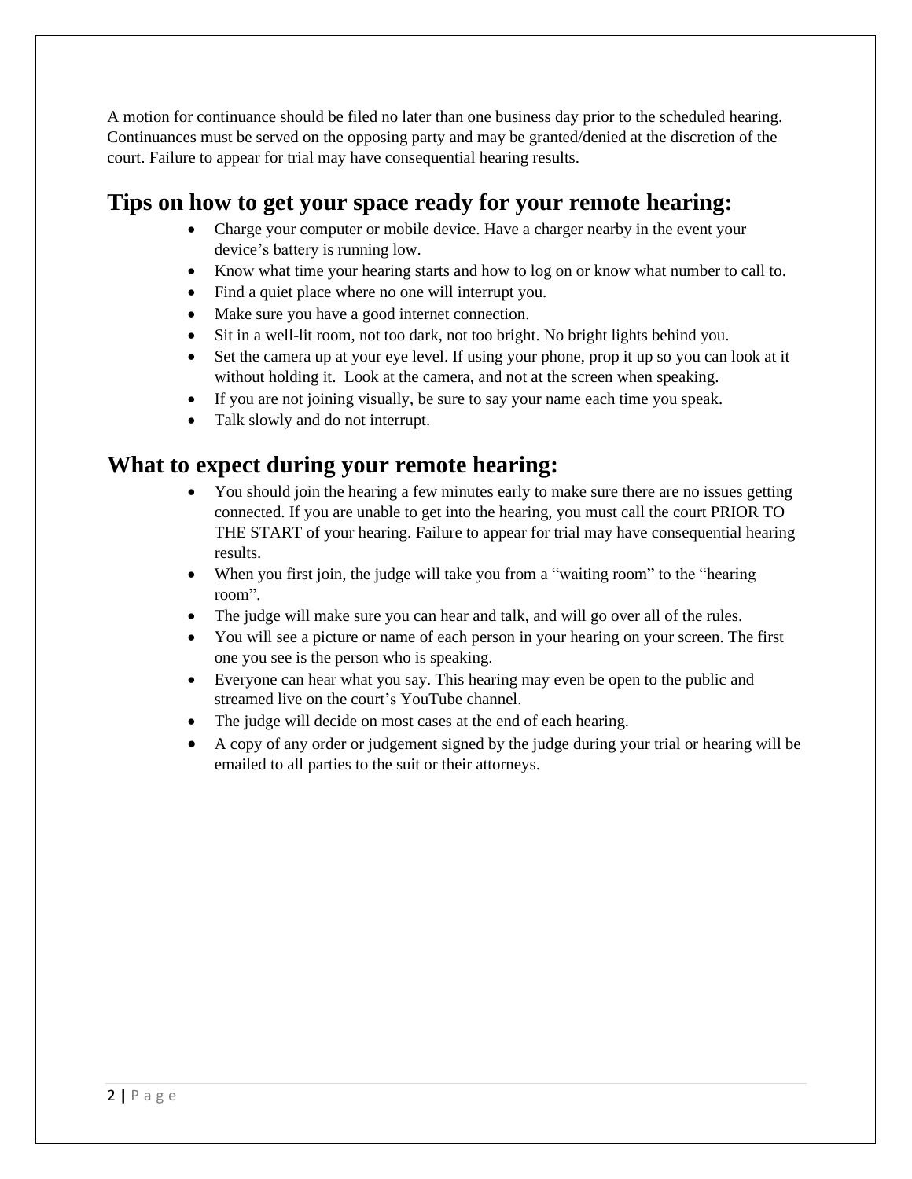A motion for continuance should be filed no later than one business day prior to the scheduled hearing. Continuances must be served on the opposing party and may be granted/denied at the discretion of the court. Failure to appear for trial may have consequential hearing results.

## Tips on how to get your space ready for your remote hearing:

- Charge your computer or mobile device. Have a charger nearby in the event your device's battery is running low.
- Know what time your hearing starts and how to log on or know what number to call to.
- Find a quiet place where no one will interrupt you.
- Make sure you have a good internet connection.
- Sit in a well-lit room, not too dark, not too bright. No bright lights behind you.
- Set the camera up at your eye level. If using your phone, prop it up so you can look at it without holding it. Look at the camera, and not at the screen when speaking.
- If you are not joining visually, be sure to say your name each time you speak.
- Talk slowly and do not interrupt.

## What to expect during your remote hearing:

- You should join the hearing a few minutes early to make sure there are no issues getting connected. If you are unable to get into the hearing, you must call the court PRIOR TO THE START of your hearing. Failure to appear for trial may have consequential hearing results.
- When you first join, the judge will take you from a "waiting room" to the "hearing room".
- The judge will make sure you can hear and talk, and will go over all of the rules.
- You will see a picture or name of each person in your hearing on your screen. The first one you see is the person who is speaking.
- Everyone can hear what you say. This hearing may even be open to the public and streamed live on the court's YouTube channel.
- The judge will decide on most cases at the end of each hearing.
- A copy of any order or judgement signed by the judge during your trial or hearing will be emailed to all parties to the suit or their attorneys.